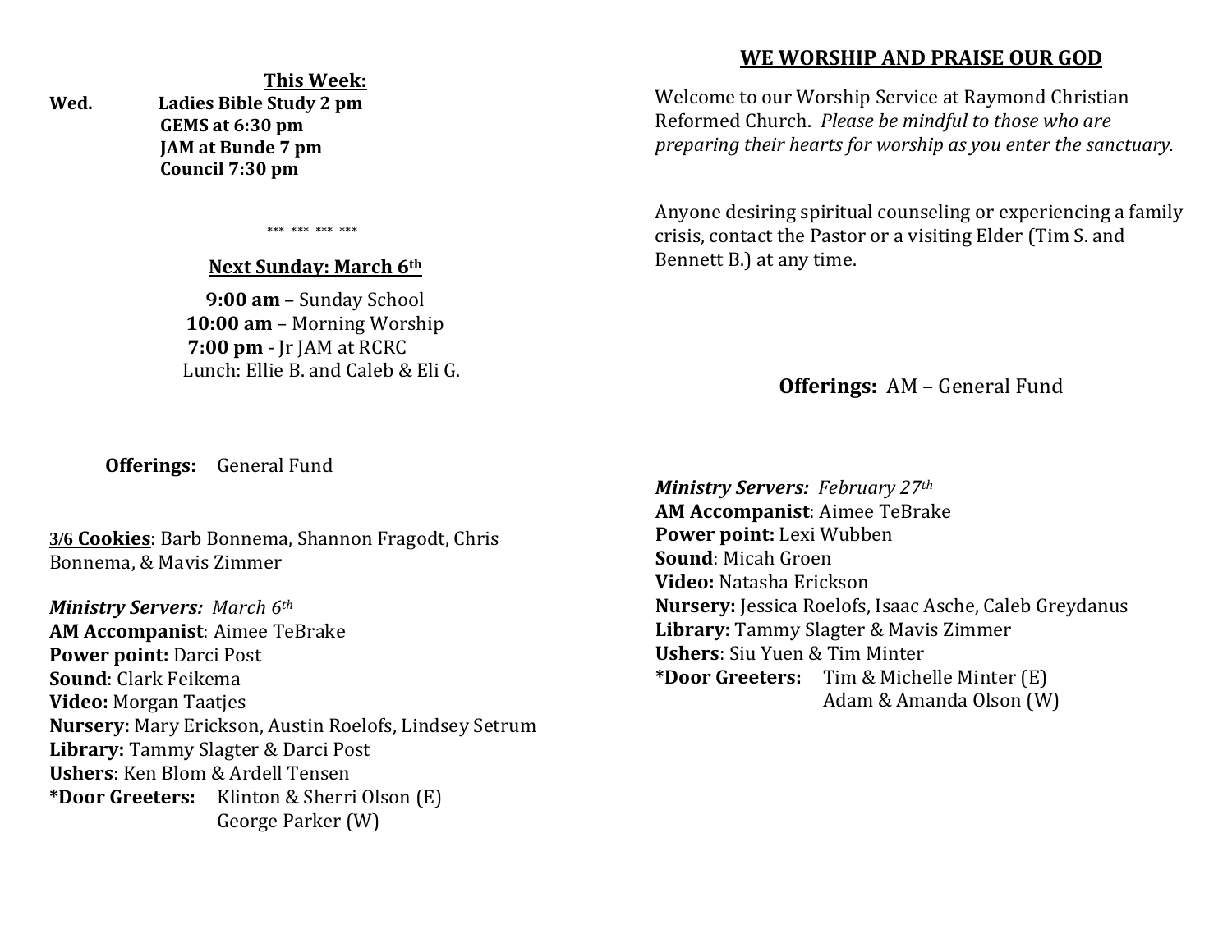## This Week:

**Wed.** **Ladies Bible Study 2 pm**
**GEMS at 6:30 pm**
**JAM at Bunde 7 pm**
**Council 7:30 pm**

\*\*\* \*\*\* \*\*\* \*\*\*

## Next Sunday: March 6th

**9:00 am** – Sunday School
**10:00 am** – Morning Worship
**7:00 pm** - Jr JAM at RCRC
Lunch: Ellie B. and Caleb & Eli G.

**Offerings:** General Fund

**3/6 Cookies**: Barb Bonnema, Shannon Fragodt, Chris Bonnema, & Mavis Zimmer

***Ministry Servers:*** *March 6th*
**AM Accompanist**: Aimee TeBrake
**Power point:** Darci Post
**Sound**: Clark Feikema
**Video:** Morgan Taatjes
**Nursery:** Mary Erickson, Austin Roelofs, Lindsey Setrum
**Library:** Tammy Slagter & Darci Post
**Ushers**: Ken Blom & Ardell Tensen
**\*Door Greeters:** Klinton & Sherri Olson (E)
George Parker (W)

## WE WORSHIP AND PRAISE OUR GOD

Welcome to our Worship Service at Raymond Christian Reformed Church. *Please be mindful to those who are preparing their hearts for worship as you enter the sanctuary.*

Anyone desiring spiritual counseling or experiencing a family crisis, contact the Pastor or a visiting Elder (Tim S. and Bennett B.) at any time.

**Offerings:** AM – General Fund

***Ministry Servers:*** *February 27th*
**AM Accompanist**: Aimee TeBrake
**Power point:** Lexi Wubben
**Sound**: Micah Groen
**Video:** Natasha Erickson
**Nursery:** Jessica Roelofs, Isaac Asche, Caleb Greydanus
**Library:** Tammy Slagter & Mavis Zimmer
**Ushers**: Siu Yuen & Tim Minter
**\*Door Greeters:** Tim & Michelle Minter (E)
Adam & Amanda Olson (W)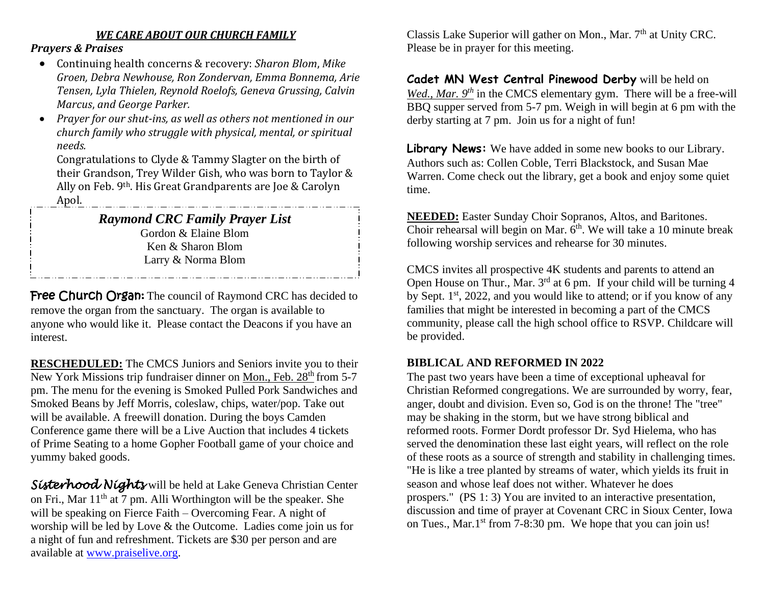## *WE CARE ABOUT OUR CHURCH FAMILY*

### *Prayers & Praises*

- Continuing health concerns & recovery: *Sharon Blom, Mike Groen, Debra Newhouse, Ron Zondervan, Emma Bonnema, Arie Tensen, Lyla Thielen, Reynold Roelofs, Geneva Grussing, Calvin Marcus, and George Parker.*
- *Prayer for our shut-ins, as well as others not mentioned in our church family who struggle with physical, mental, or spiritual needs.*

  Congratulations to Clyde & Tammy Slagter on the birth of their Grandson, Trey Wilder Gish, who was born to Taylor & Ally on Feb. 9th. His Great Grandparents are Joe & Carolyn Apol.

### *Raymond CRC Family Prayer List*

Gordon & Elaine Blom
Ken & Sharon Blom
Larry & Norma Blom

**Free Church Organ:** The council of Raymond CRC has decided to remove the organ from the sanctuary. The organ is available to anyone who would like it. Please contact the Deacons if you have an interest.

**RESCHEDULED:** The CMCS Juniors and Seniors invite you to their New York Missions trip fundraiser dinner on Mon., Feb. 28th from 5-7 pm. The menu for the evening is Smoked Pulled Pork Sandwiches and Smoked Beans by Jeff Morris, coleslaw, chips, water/pop. Take out will be available. A freewill donation. During the boys Camden Conference game there will be a Live Auction that includes 4 tickets of Prime Seating to a home Gopher Football game of your choice and yummy baked goods.

***Sisterhood Nights*** will be held at Lake Geneva Christian Center on Fri., Mar 11th at 7 pm. Alli Worthington will be the speaker. She will be speaking on Fierce Faith – Overcoming Fear. A night of worship will be led by Love & the Outcome. Ladies come join us for a night of fun and refreshment. Tickets are $30 per person and are available at www.praiselive.org.

Classis Lake Superior will gather on Mon., Mar. 7th at Unity CRC. Please be in prayer for this meeting.

**Cadet MN West Central Pinewood Derby** will be held on *Wed., Mar. 9th* in the CMCS elementary gym. There will be a free-will BBQ supper served from 5-7 pm. Weigh in will begin at 6 pm with the derby starting at 7 pm. Join us for a night of fun!

**Library News:** We have added in some new books to our Library. Authors such as: Collen Coble, Terri Blackstock, and Susan Mae Warren. Come check out the library, get a book and enjoy some quiet time.

**NEEDED:** Easter Sunday Choir Sopranos, Altos, and Baritones. Choir rehearsal will begin on Mar. 6th. We will take a 10 minute break following worship services and rehearse for 30 minutes.

CMCS invites all prospective 4K students and parents to attend an Open House on Thur., Mar. 3rd at 6 pm. If your child will be turning 4 by Sept. 1st, 2022, and you would like to attend; or if you know of any families that might be interested in becoming a part of the CMCS community, please call the high school office to RSVP. Childcare will be provided.

**BIBLICAL AND REFORMED IN 2022**

The past two years have been a time of exceptional upheaval for Christian Reformed congregations. We are surrounded by worry, fear, anger, doubt and division. Even so, God is on the throne! The "tree" may be shaking in the storm, but we have strong biblical and reformed roots. Former Dordt professor Dr. Syd Hielema, who has served the denomination these last eight years, will reflect on the role of these roots as a source of strength and stability in challenging times. "He is like a tree planted by streams of water, which yields its fruit in season and whose leaf does not wither. Whatever he does prospers." (PS 1: 3) You are invited to an interactive presentation, discussion and time of prayer at Covenant CRC in Sioux Center, Iowa on Tues., Mar.1st from 7-8:30 pm. We hope that you can join us!